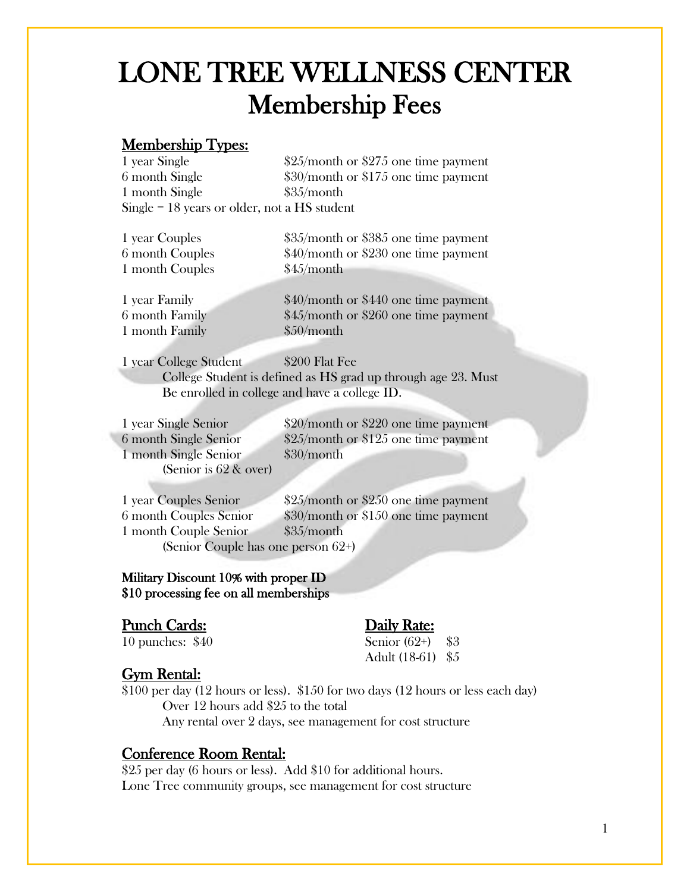# LONE TREE WELLNESS CENTER
## Membership Fees

### Membership Types:

| | |
|---|---|
| 1 year Single | $25/month or $275 one time payment |
| 6 month Single | $30/month or $175 one time payment |
| 1 month Single | $35/month |

Single = 18 years or older, not a HS student

| | |
|---|---|
| 1 year Couples | $35/month or $385 one time payment |
| 6 month Couples | $40/month or $230 one time payment |
| 1 month Couples | $45/month |

| | |
|---|---|
| 1 year Family | $40/month or $440 one time payment |
| 6 month Family | $45/month or $260 one time payment |
| 1 month Family | $50/month |

1 year College Student $200 Flat Fee

College Student is defined as HS grad up through age 23. Must Be enrolled in college and have a college ID.

| | |
|---|---|
| 1 year Single Senior | $20/month or $220 one time payment |
| 6 month Single Senior | $25/month or $125 one time payment |
| 1 month Single Senior | $30/month |

(Senior is 62 & over)

| | |
|---|---|
| 1 year Couples Senior | $25/month or $250 one time payment |
| 6 month Couples Senior | $30/month or $150 one time payment |
| 1 month Couple Senior | $35/month |

(Senior Couple has one person 62+)

Military Discount 10% with proper ID
$10 processing fee on all memberships

### Punch Cards:

10 punches: $40

### Daily Rate:

Senior (62+) $3
Adult (18-61) $5

### Gym Rental:

$100 per day (12 hours or less). $150 for two days (12 hours or less each day)

Over 12 hours add $25 to the total

Any rental over 2 days, see management for cost structure

### Conference Room Rental:

$25 per day (6 hours or less). Add $10 for additional hours.
Lone Tree community groups, see management for cost structure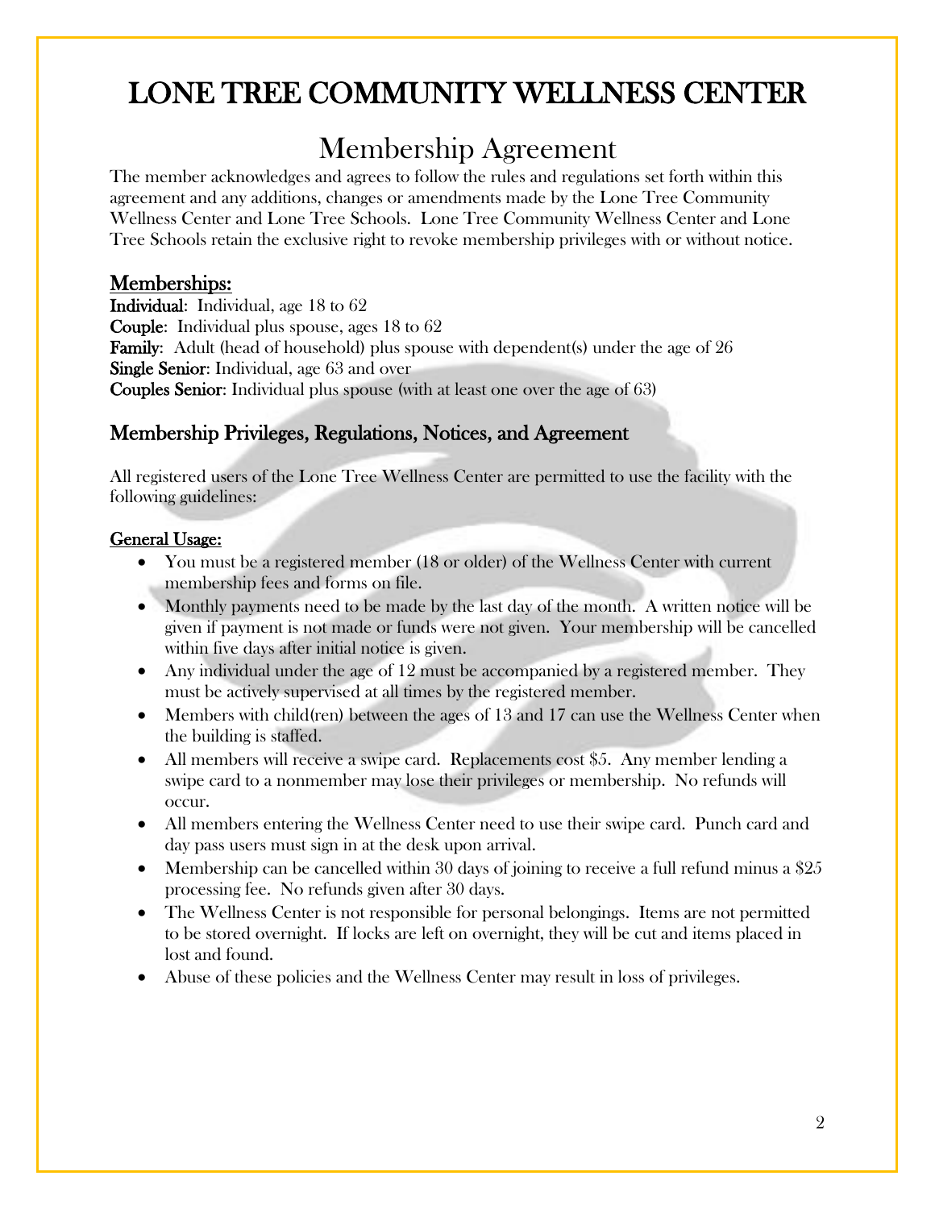# LONE TREE COMMUNITY WELLNESS CENTER

## Membership Agreement

The member acknowledges and agrees to follow the rules and regulations set forth within this agreement and any additions, changes or amendments made by the Lone Tree Community Wellness Center and Lone Tree Schools. Lone Tree Community Wellness Center and Lone Tree Schools retain the exclusive right to revoke membership privileges with or without notice.

### Memberships:

**Individual**: Individual, age 18 to 62
**Couple**: Individual plus spouse, ages 18 to 62
**Family**: Adult (head of household) plus spouse with dependent(s) under the age of 26
**Single Senior**: Individual, age 63 and over
**Couples Senior**: Individual plus spouse (with at least one over the age of 63)

### Membership Privileges, Regulations, Notices, and Agreement

All registered users of the Lone Tree Wellness Center are permitted to use the facility with the following guidelines:

#### General Usage:

- You must be a registered member (18 or older) of the Wellness Center with current membership fees and forms on file.
- Monthly payments need to be made by the last day of the month. A written notice will be given if payment is not made or funds were not given. Your membership will be cancelled within five days after initial notice is given.
- Any individual under the age of 12 must be accompanied by a registered member. They must be actively supervised at all times by the registered member.
- Members with child(ren) between the ages of 13 and 17 can use the Wellness Center when the building is staffed.
- All members will receive a swipe card. Replacements cost $5. Any member lending a swipe card to a nonmember may lose their privileges or membership. No refunds will occur.
- All members entering the Wellness Center need to use their swipe card. Punch card and day pass users must sign in at the desk upon arrival.
- Membership can be cancelled within 30 days of joining to receive a full refund minus a $25 processing fee. No refunds given after 30 days.
- The Wellness Center is not responsible for personal belongings. Items are not permitted to be stored overnight. If locks are left on overnight, they will be cut and items placed in lost and found.
- Abuse of these policies and the Wellness Center may result in loss of privileges.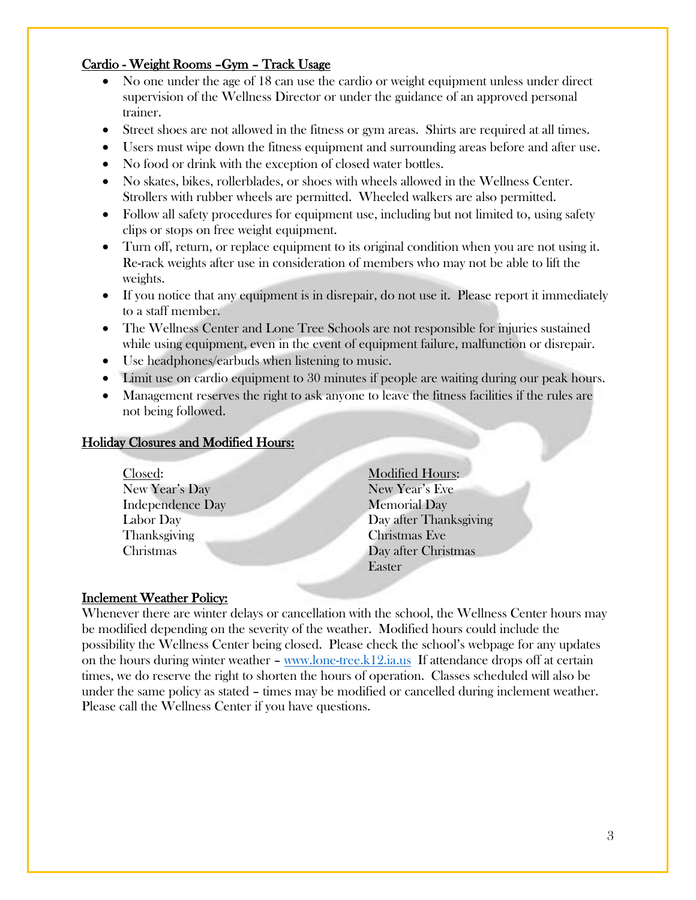## Cardio - Weight Rooms –Gym – Track Usage

- No one under the age of 18 can use the cardio or weight equipment unless under direct supervision of the Wellness Director or under the guidance of an approved personal trainer.
- Street shoes are not allowed in the fitness or gym areas. Shirts are required at all times.
- Users must wipe down the fitness equipment and surrounding areas before and after use.
- No food or drink with the exception of closed water bottles.
- No skates, bikes, rollerblades, or shoes with wheels allowed in the Wellness Center. Strollers with rubber wheels are permitted. Wheeled walkers are also permitted.
- Follow all safety procedures for equipment use, including but not limited to, using safety clips or stops on free weight equipment.
- Turn off, return, or replace equipment to its original condition when you are not using it. Re-rack weights after use in consideration of members who may not be able to lift the weights.
- If you notice that any equipment is in disrepair, do not use it. Please report it immediately to a staff member.
- The Wellness Center and Lone Tree Schools are not responsible for injuries sustained while using equipment, even in the event of equipment failure, malfunction or disrepair.
- Use headphones/earbuds when listening to music.
- Limit use on cardio equipment to 30 minutes if people are waiting during our peak hours.
- Management reserves the right to ask anyone to leave the fitness facilities if the rules are not being followed.

## Holiday Closures and Modified Hours:

| Closed: | Modified Hours: |
|---|---|
| New Year's Day | New Year's Eve |
| Independence Day | Memorial Day |
| Labor Day | Day after Thanksgiving |
| Thanksgiving | Christmas Eve |
| Christmas | Day after Christmas |
| | Easter |

## Inclement Weather Policy:

Whenever there are winter delays or cancellation with the school, the Wellness Center hours may be modified depending on the severity of the weather. Modified hours could include the possibility the Wellness Center being closed. Please check the school's webpage for any updates on the hours during winter weather – www.lone-tree.k12.ia.us If attendance drops off at certain times, we do reserve the right to shorten the hours of operation. Classes scheduled will also be under the same policy as stated – times may be modified or cancelled during inclement weather. Please call the Wellness Center if you have questions.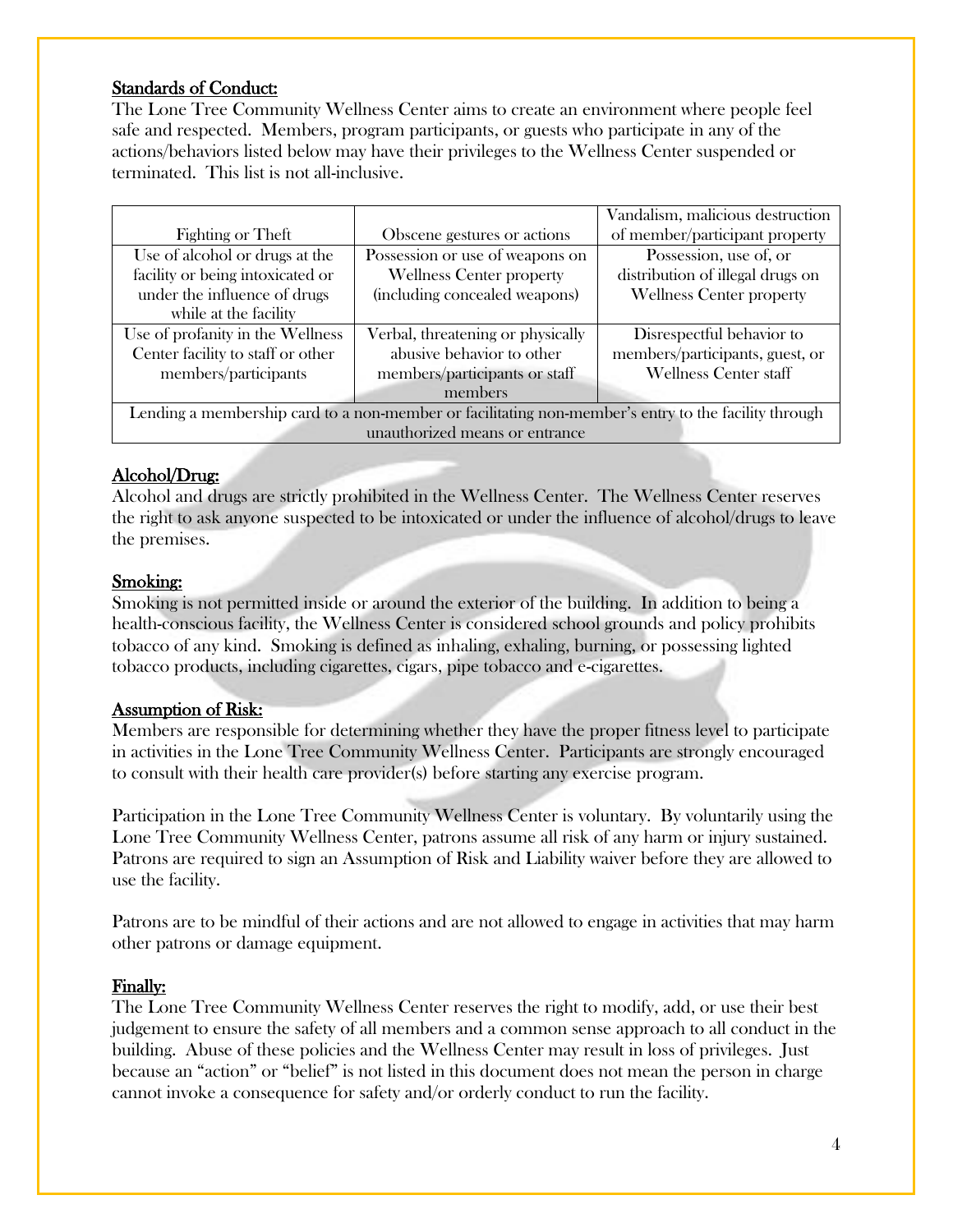## Standards of Conduct:

The Lone Tree Community Wellness Center aims to create an environment where people feel safe and respected. Members, program participants, or guests who participate in any of the actions/behaviors listed below may have their privileges to the Wellness Center suspended or terminated. This list is not all-inclusive.

| Fighting or Theft | Obscene gestures or actions | Vandalism, malicious destruction of member/participant property |
|---|---|---|
| Use of alcohol or drugs at the facility or being intoxicated or under the influence of drugs while at the facility | Possession or use of weapons on Wellness Center property (including concealed weapons) | Possession, use of, or distribution of illegal drugs on Wellness Center property |
| Use of profanity in the Wellness Center facility to staff or other members/participants | Verbal, threatening or physically abusive behavior to other members/participants or staff members | Disrespectful behavior to members/participants, guest, or Wellness Center staff |
| Lending a membership card to a non-member or facilitating non-member's entry to the facility through unauthorized means or entrance | | |

## Alcohol/Drug:

Alcohol and drugs are strictly prohibited in the Wellness Center. The Wellness Center reserves the right to ask anyone suspected to be intoxicated or under the influence of alcohol/drugs to leave the premises.

## Smoking:

Smoking is not permitted inside or around the exterior of the building. In addition to being a health-conscious facility, the Wellness Center is considered school grounds and policy prohibits tobacco of any kind. Smoking is defined as inhaling, exhaling, burning, or possessing lighted tobacco products, including cigarettes, cigars, pipe tobacco and e-cigarettes.

## Assumption of Risk:

Members are responsible for determining whether they have the proper fitness level to participate in activities in the Lone Tree Community Wellness Center. Participants are strongly encouraged to consult with their health care provider(s) before starting any exercise program.

Participation in the Lone Tree Community Wellness Center is voluntary. By voluntarily using the Lone Tree Community Wellness Center, patrons assume all risk of any harm or injury sustained. Patrons are required to sign an Assumption of Risk and Liability waiver before they are allowed to use the facility.

Patrons are to be mindful of their actions and are not allowed to engage in activities that may harm other patrons or damage equipment.

## Finally:

The Lone Tree Community Wellness Center reserves the right to modify, add, or use their best judgement to ensure the safety of all members and a common sense approach to all conduct in the building. Abuse of these policies and the Wellness Center may result in loss of privileges. Just because an "action" or "belief" is not listed in this document does not mean the person in charge cannot invoke a consequence for safety and/or orderly conduct to run the facility.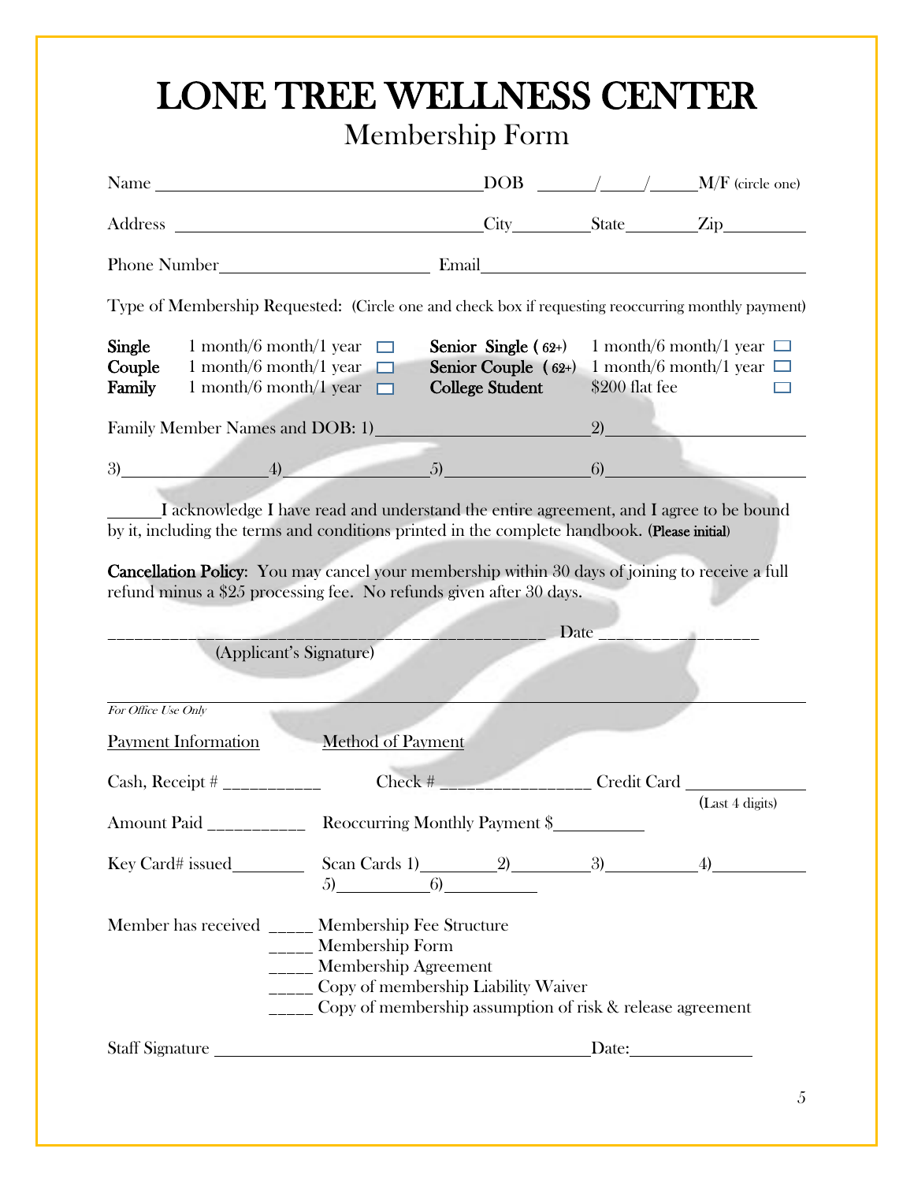# LONE TREE WELLNESS CENTER

## Membership Form

Name ________________________________________ DOB ______/_____/______ M/F (circle one)

Address ____________________________________ City_________ State________ Zip_________

Phone Number________________________ Email____________________________________

Type of Membership Requested: (Circle one and check box if requesting reoccurring monthly payment)

| | | | | | |
|---|---|---|---|---|---|
| **Single** | 1 month/6 month/1 year | ☐ | **Senior Single (62+)** | 1 month/6 month/1 year | ☐ |
| **Couple** | 1 month/6 month/1 year | ☐ | **Senior Couple (62+)** | 1 month/6 month/1 year | ☐ |
| **Family** | 1 month/6 month/1 year | ☐ | **College Student** | $200 flat fee | ☐ |

Family Member Names and DOB: 1)________________________ 2)______________________

3)________________ 4)_________________ 5)________________ 6)______________________

______I acknowledge I have read and understand the entire agreement, and I agree to be bound by it, including the terms and conditions printed in the complete handbook. (Please initial)

**Cancellation Policy:** You may cancel your membership within 30 days of joining to receive a full refund minus a $25 processing fee. No refunds given after 30 days.

__________________________________________________ Date _________________

(Applicant's Signature)

---

*For Office Use Only*

Payment Information    Method of Payment

Cash, Receipt # ___________    Check # ________________ Credit Card _____________ (Last 4 digits)

Amount Paid ___________ Reoccurring Monthly Payment $__________

Key Card# issued________ Scan Cards 1)________ 2)_________ 3)__________ 4)__________ 5)__________ 6)__________

Member has received _____ Membership Fee Structure
_____ Membership Form
_____ Membership Agreement
_____ Copy of membership Liability Waiver
_____ Copy of membership assumption of risk & release agreement

Staff Signature _____________________________________________ Date:_____________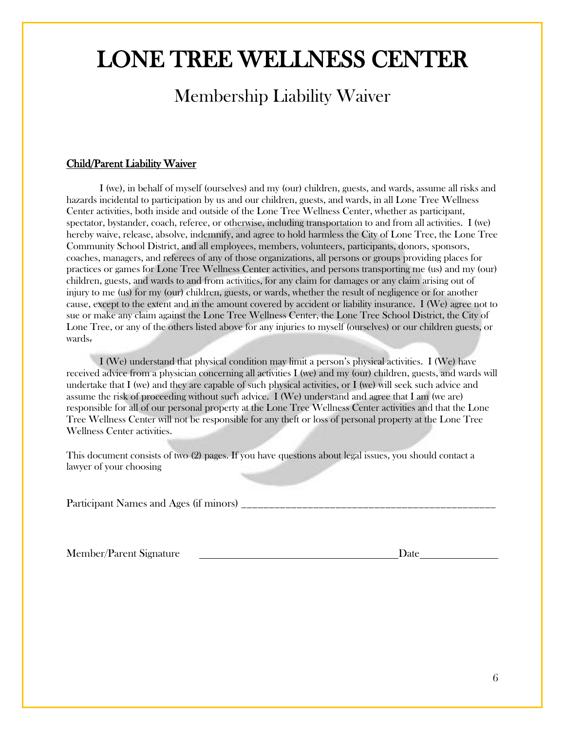# LONE TREE WELLNESS CENTER

## Membership Liability Waiver

**Child/Parent Liability Waiver**

I (we), in behalf of myself (ourselves) and my (our) children, guests, and wards, assume all risks and hazards incidental to participation by us and our children, guests, and wards, in all Lone Tree Wellness Center activities, both inside and outside of the Lone Tree Wellness Center, whether as participant, spectator, bystander, coach, referee, or otherwise, including transportation to and from all activities. I (we) hereby waive, release, absolve, indemnify, and agree to hold harmless the City of Lone Tree, the Lone Tree Community School District, and all employees, members, volunteers, participants, donors, sponsors, coaches, managers, and referees of any of those organizations, all persons or groups providing places for practices or games for Lone Tree Wellness Center activities, and persons transporting me (us) and my (our) children, guests, and wards to and from activities, for any claim for damages or any claim arising out of injury to me (us) for my (our) children, guests, or wards, whether the result of negligence or for another cause, except to the extent and in the amount covered by accident or liability insurance. I (We) agree not to sue or make any claim against the Lone Tree Wellness Center, the Lone Tree School District, the City of Lone Tree, or any of the others listed above for any injuries to myself (ourselves) or our children guests, or wards.

I (We) understand that physical condition may limit a person's physical activities. I (We) have received advice from a physician concerning all activities I (we) and my (our) children, guests, and wards will undertake that I (we) and they are capable of such physical activities, or I (we) will seek such advice and assume the risk of proceeding without such advice. I (We) understand and agree that I am (we are) responsible for all of our personal property at the Lone Tree Wellness Center activities and that the Lone Tree Wellness Center will not be responsible for any theft or loss of personal property at the Lone Tree Wellness Center activities.

This document consists of two (2) pages. If you have questions about legal issues, you should contact a lawyer of your choosing

Participant Names and Ages (if minors) ______________________________________________

Member/Parent Signature ______________________________________ Date______________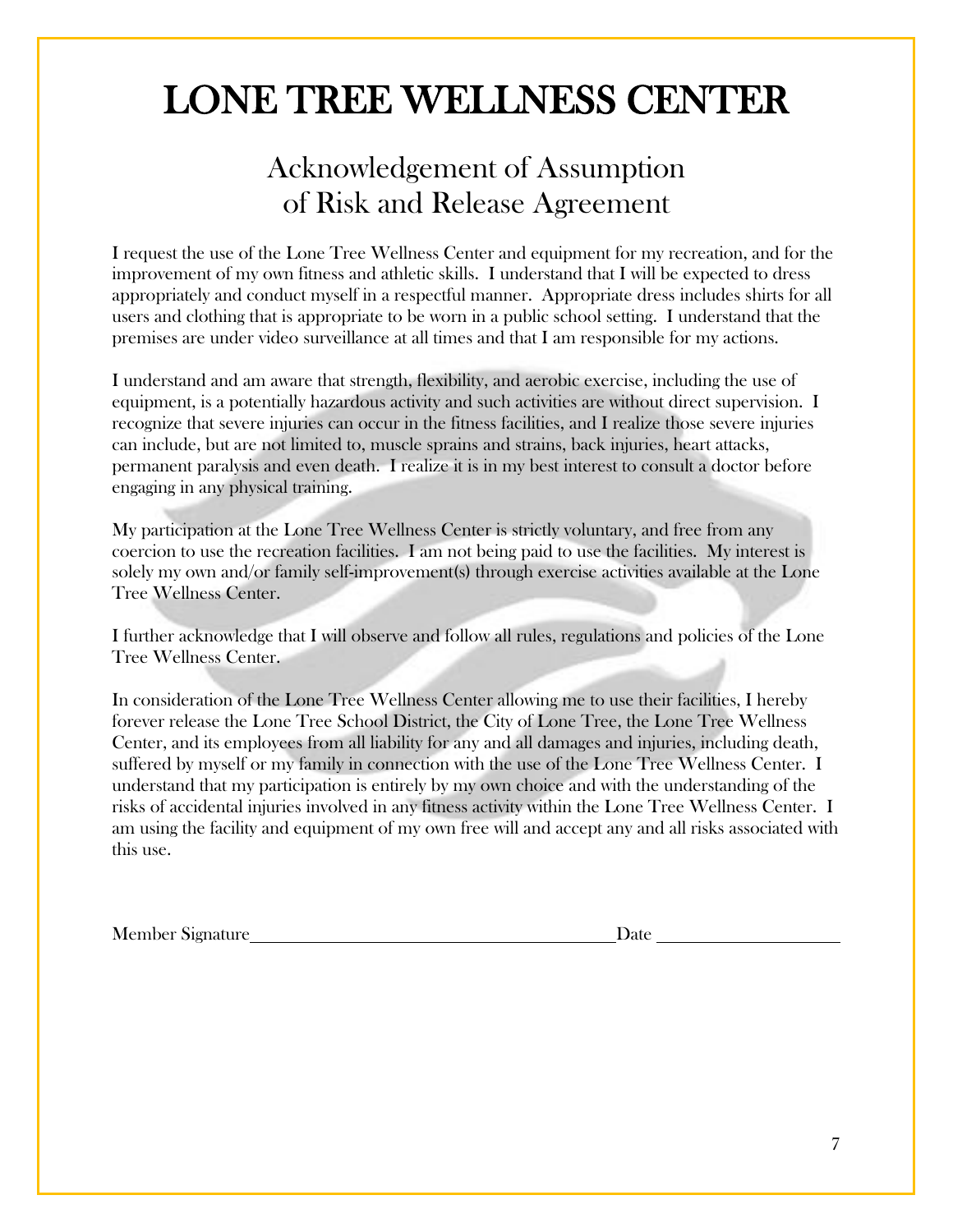# LONE TREE WELLNESS CENTER

## Acknowledgement of Assumption of Risk and Release Agreement

I request the use of the Lone Tree Wellness Center and equipment for my recreation, and for the improvement of my own fitness and athletic skills. I understand that I will be expected to dress appropriately and conduct myself in a respectful manner. Appropriate dress includes shirts for all users and clothing that is appropriate to be worn in a public school setting. I understand that the premises are under video surveillance at all times and that I am responsible for my actions.

I understand and am aware that strength, flexibility, and aerobic exercise, including the use of equipment, is a potentially hazardous activity and such activities are without direct supervision. I recognize that severe injuries can occur in the fitness facilities, and I realize those severe injuries can include, but are not limited to, muscle sprains and strains, back injuries, heart attacks, permanent paralysis and even death. I realize it is in my best interest to consult a doctor before engaging in any physical training.

My participation at the Lone Tree Wellness Center is strictly voluntary, and free from any coercion to use the recreation facilities. I am not being paid to use the facilities. My interest is solely my own and/or family self-improvement(s) through exercise activities available at the Lone Tree Wellness Center.

I further acknowledge that I will observe and follow all rules, regulations and policies of the Lone Tree Wellness Center.

In consideration of the Lone Tree Wellness Center allowing me to use their facilities, I hereby forever release the Lone Tree School District, the City of Lone Tree, the Lone Tree Wellness Center, and its employees from all liability for any and all damages and injuries, including death, suffered by myself or my family in connection with the use of the Lone Tree Wellness Center. I understand that my participation is entirely by my own choice and with the understanding of the risks of accidental injuries involved in any fitness activity within the Lone Tree Wellness Center. I am using the facility and equipment of my own free will and accept any and all risks associated with this use.

Member Signature_______________________________________ Date ____________________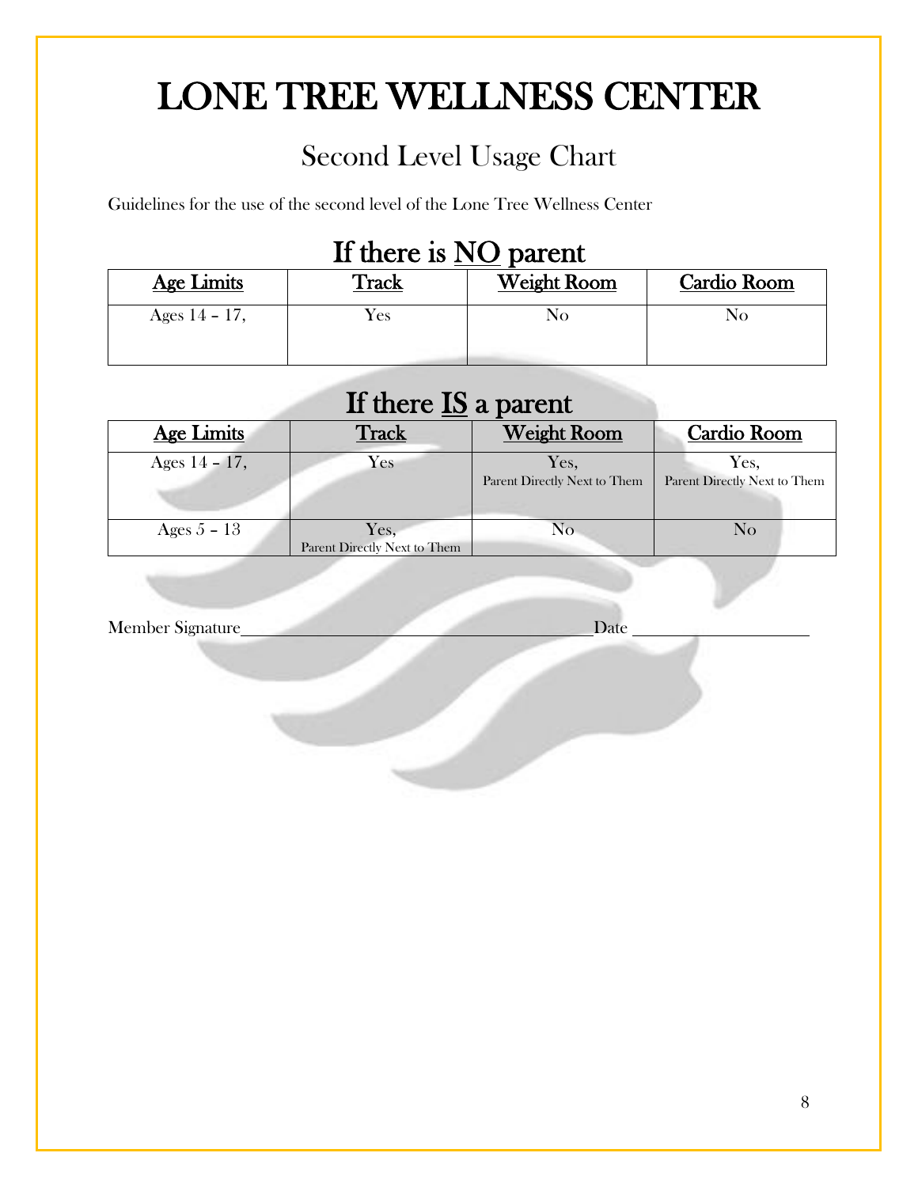# LONE TREE WELLNESS CENTER

## Second Level Usage Chart

Guidelines for the use of the second level of the Lone Tree Wellness Center

### If there is NO parent

| Age Limits | Track | Weight Room | Cardio Room |
|---|---|---|---|
| Ages 14 - 17, | Yes | No | No |

### If there IS a parent

| Age Limits | Track | Weight Room | Cardio Room |
|---|---|---|---|
| Ages 14 - 17, | Yes | Yes, Parent Directly Next to Them | Yes, Parent Directly Next to Them |
| Ages 5 - 13 | Yes, Parent Directly Next to Them | No | No |

Member Signature\_\_\_\_\_\_\_\_\_\_\_\_\_\_\_\_\_\_\_\_\_\_\_\_\_\_\_\_\_\_\_\_\_\_\_\_\_\_\_\_Date \_\_\_\_\_\_\_\_\_\_\_\_\_\_\_\_\_\_\_\_